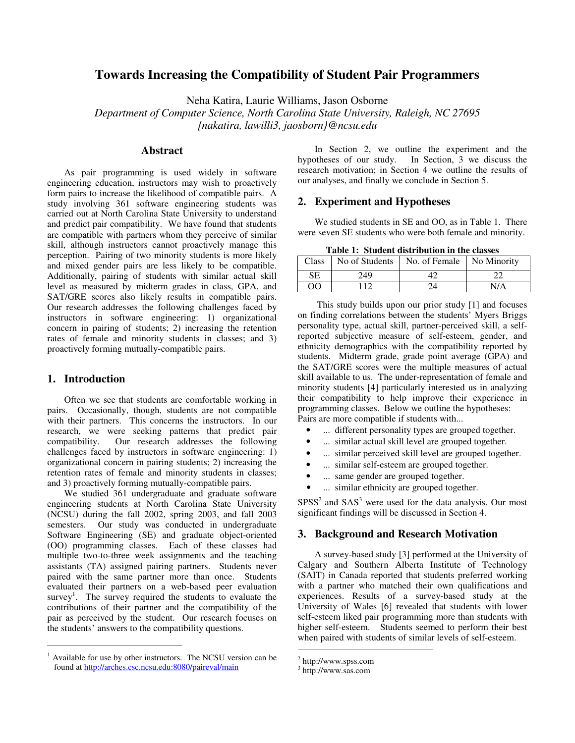# Towards Increasing the Compatibility of Student Pair Programmers

Neha Katira, Laurie Williams, Jason Osborne

*Department of Computer Science, North Carolina State University, Raleigh, NC 27695*

*{nakatira, lawilli3, jaosborn}@ncsu.edu*

## Abstract

As pair programming is used widely in software engineering education, instructors may wish to proactively form pairs to increase the likelihood of compatible pairs. A study involving 361 software engineering students was carried out at North Carolina State University to understand and predict pair compatibility. We have found that students are compatible with partners whom they perceive of similar skill, although instructors cannot proactively manage this perception. Pairing of two minority students is more likely and mixed gender pairs are less likely to be compatible. Additionally, pairing of students with similar actual skill level as measured by midterm grades in class, GPA, and SAT/GRE scores also likely results in compatible pairs. Our research addresses the following challenges faced by instructors in software engineering: 1) organizational concern in pairing of students; 2) increasing the retention rates of female and minority students in classes; and 3) proactively forming mutually-compatible pairs.

## 1. Introduction

Often we see that students are comfortable working in pairs. Occasionally, though, students are not compatible with their partners. This concerns the instructors. In our research, we were seeking patterns that predict pair compatibility. Our research addresses the following challenges faced by instructors in software engineering: 1) organizational concern in pairing students; 2) increasing the retention rates of female and minority students in classes; and 3) proactively forming mutually-compatible pairs.

We studied 361 undergraduate and graduate software engineering students at North Carolina State University (NCSU) during the fall 2002, spring 2003, and fall 2003 semesters. Our study was conducted in undergraduate Software Engineering (SE) and graduate object-oriented (OO) programming classes. Each of these classes had multiple two-to-three week assignments and the teaching assistants (TA) assigned pairing partners. Students never paired with the same partner more than once. Students evaluated their partners on a web-based peer evaluation survey[1]. The survey required the students to evaluate the contributions of their partner and the compatibility of the pair as perceived by the student. Our research focuses on the students' answers to the compatibility questions.

[1] Available for use by other instructors. The NCSU version can be found at http://arches.csc.ncsu.edu:8080/paireval/main

In Section 2, we outline the experiment and the hypotheses of our study. In Section, 3 we discuss the research motivation; in Section 4 we outline the results of our analyses, and finally we conclude in Section 5.

## 2. Experiment and Hypotheses

We studied students in SE and OO, as in Table 1. There were seven SE students who were both female and minority.

**Table 1: Student distribution in the classes**

| Class | No of Students | No. of Female | No Minority |
|---|---|---|---|
| SE | 249 | 42 | 22 |
| OO | 112 | 24 | N/A |

This study builds upon our prior study [1] and focuses on finding correlations between the students' Myers Briggs personality type, actual skill, partner-perceived skill, a self-reported subjective measure of self-esteem, gender, and ethnicity demographics with the compatibility reported by students. Midterm grade, grade point average (GPA) and the SAT/GRE scores were the multiple measures of actual skill available to us. The under-representation of female and minority students [4] particularly interested us in analyzing their compatibility to help improve their experience in programming classes. Below we outline the hypotheses:

Pairs are more compatible if students with...

- ... different personality types are grouped together.
- ... similar actual skill level are grouped together.
- ... similar perceived skill level are grouped together.
- ... similar self-esteem are grouped together.
- ... same gender are grouped together.
- ... similar ethnicity are grouped together.

SPSS[2] and SAS[3] were used for the data analysis. Our most significant findings will be discussed in Section 4.

## 3. Background and Research Motivation

A survey-based study [3] performed at the University of Calgary and Southern Alberta Institute of Technology (SAIT) in Canada reported that students preferred working with a partner who matched their own qualifications and experiences. Results of a survey-based study at the University of Wales [6] revealed that students with lower self-esteem liked pair programming more than students with higher self-esteem. Students seemed to perform their best when paired with students of similar levels of self-esteem.

[2] http://www.spss.com

[3] http://www.sas.com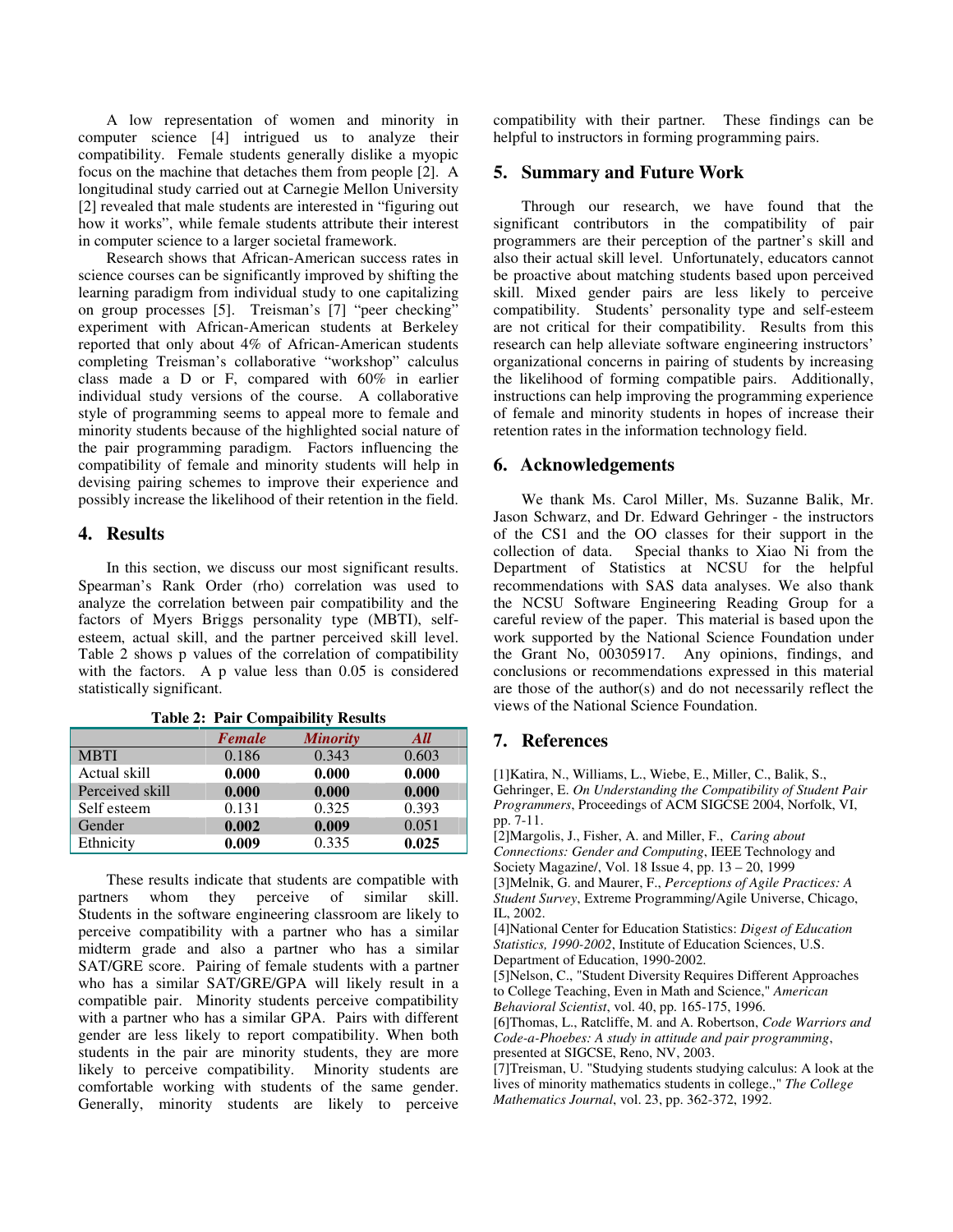A low representation of women and minority in computer science [4] intrigued us to analyze their compatibility. Female students generally dislike a myopic focus on the machine that detaches them from people [2]. A longitudinal study carried out at Carnegie Mellon University [2] revealed that male students are interested in "figuring out how it works", while female students attribute their interest in computer science to a larger societal framework.

Research shows that African-American success rates in science courses can be significantly improved by shifting the learning paradigm from individual study to one capitalizing on group processes [5]. Treisman's [7] "peer checking" experiment with African-American students at Berkeley reported that only about 4% of African-American students completing Treisman's collaborative "workshop" calculus class made a D or F, compared with 60% in earlier individual study versions of the course. A collaborative style of programming seems to appeal more to female and minority students because of the highlighted social nature of the pair programming paradigm. Factors influencing the compatibility of female and minority students will help in devising pairing schemes to improve their experience and possibly increase the likelihood of their retention in the field.

## 4. Results

In this section, we discuss our most significant results. Spearman's Rank Order (rho) correlation was used to analyze the correlation between pair compatibility and the factors of Myers Briggs personality type (MBTI), self-esteem, actual skill, and the partner perceived skill level. Table 2 shows p values of the correlation of compatibility with the factors. A p value less than 0.05 is considered statistically significant.

**Table 2: Pair Compaibility Results**

| | *Female* | *Minority* | *All* |
|---|---|---|---|
| MBTI | 0.186 | 0.343 | 0.603 |
| Actual skill | **0.000** | **0.000** | **0.000** |
| Perceived skill | **0.000** | **0.000** | **0.000** |
| Self esteem | 0.131 | 0.325 | 0.393 |
| Gender | **0.002** | **0.009** | 0.051 |
| Ethnicity | **0.009** | 0.335 | **0.025** |

These results indicate that students are compatible with partners whom they perceive of similar skill. Students in the software engineering classroom are likely to perceive compatibility with a partner who has a similar midterm grade and also a partner who has a similar SAT/GRE score. Pairing of female students with a partner who has a similar SAT/GRE/GPA will likely result in a compatible pair. Minority students perceive compatibility with a partner who has a similar GPA. Pairs with different gender are less likely to report compatibility. When both students in the pair are minority students, they are more likely to perceive compatibility. Minority students are comfortable working with students of the same gender. Generally, minority students are likely to perceive compatibility with their partner. These findings can be helpful to instructors in forming programming pairs.

## 5. Summary and Future Work

Through our research, we have found that the significant contributors in the compatibility of pair programmers are their perception of the partner's skill and also their actual skill level. Unfortunately, educators cannot be proactive about matching students based upon perceived skill. Mixed gender pairs are less likely to perceive compatibility. Students' personality type and self-esteem are not critical for their compatibility. Results from this research can help alleviate software engineering instructors' organizational concerns in pairing of students by increasing the likelihood of forming compatible pairs. Additionally, instructions can help improving the programming experience of female and minority students in hopes of increase their retention rates in the information technology field.

## 6. Acknowledgements

We thank Ms. Carol Miller, Ms. Suzanne Balik, Mr. Jason Schwarz, and Dr. Edward Gehringer - the instructors of the CS1 and the OO classes for their support in the collection of data. Special thanks to Xiao Ni from the Department of Statistics at NCSU for the helpful recommendations with SAS data analyses. We also thank the NCSU Software Engineering Reading Group for a careful review of the paper. This material is based upon the work supported by the National Science Foundation under the Grant No, 00305917. Any opinions, findings, and conclusions or recommendations expressed in this material are those of the author(s) and do not necessarily reflect the views of the National Science Foundation.

## 7. References

[1]Katira, N., Williams, L., Wiebe, E., Miller, C., Balik, S., Gehringer, E. *On Understanding the Compatibility of Student Pair Programmers*, Proceedings of ACM SIGCSE 2004, Norfolk, VI, pp. 7-11.

[2]Margolis, J., Fisher, A. and Miller, F., *Caring about Connections: Gender and Computing*, IEEE Technology and Society Magazine/, Vol. 18 Issue 4, pp. 13 – 20, 1999

[3]Melnik, G. and Maurer, F., *Perceptions of Agile Practices: A Student Survey*, Extreme Programming/Agile Universe, Chicago, IL, 2002.

[4]National Center for Education Statistics: *Digest of Education Statistics, 1990-2002*, Institute of Education Sciences, U.S. Department of Education, 1990-2002.

[5]Nelson, C., "Student Diversity Requires Different Approaches to College Teaching, Even in Math and Science," *American Behavioral Scientist*, vol. 40, pp. 165-175, 1996.

[6]Thomas, L., Ratcliffe, M. and A. Robertson, *Code Warriors and Code-a-Phoebes: A study in attitude and pair programming*, presented at SIGCSE, Reno, NV, 2003.

[7]Treisman, U. "Studying students studying calculus: A look at the lives of minority mathematics students in college.," *The College Mathematics Journal*, vol. 23, pp. 362-372, 1992.